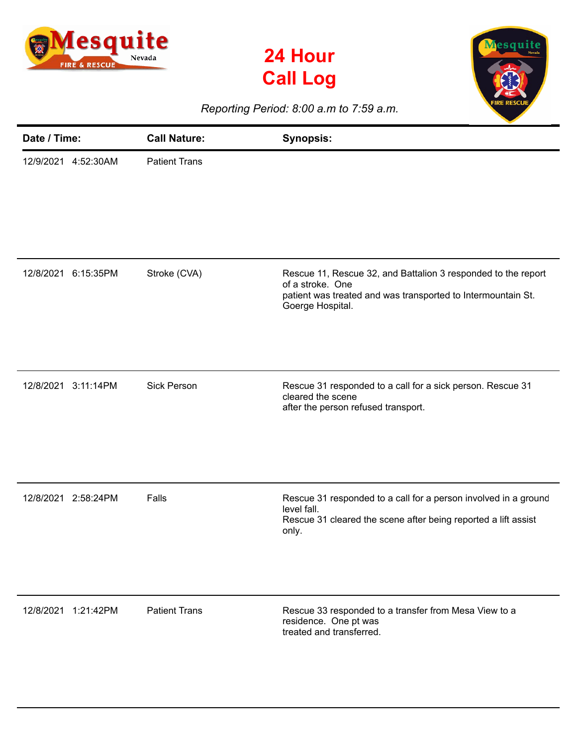# 24 Hour Call Log

*Reporting Period: 8:00 a.m to 7:59 a.m.*

| Date / Time: | Call Nature: | Synopsis: |
|---|---|---|
| 12/9/2021 4:52:30AM | Patient Trans | |
| 12/8/2021 6:15:35PM | Stroke (CVA) | Rescue 11, Rescue 32, and Battalion 3 responded to the report of a stroke. One patient was treated and was transported to Intermountain St. Goerge Hospital. |
| 12/8/2021 3:11:14PM | Sick Person | Rescue 31 responded to a call for a sick person. Rescue 31 cleared the scene after the person refused transport. |
| 12/8/2021 2:58:24PM | Falls | Rescue 31 responded to a call for a person involved in a ground level fall. Rescue 31 cleared the scene after being reported a lift assist only. |
| 12/8/2021 1:21:42PM | Patient Trans | Rescue 33 responded to a transfer from Mesa View to a residence. One pt was treated and transferred. |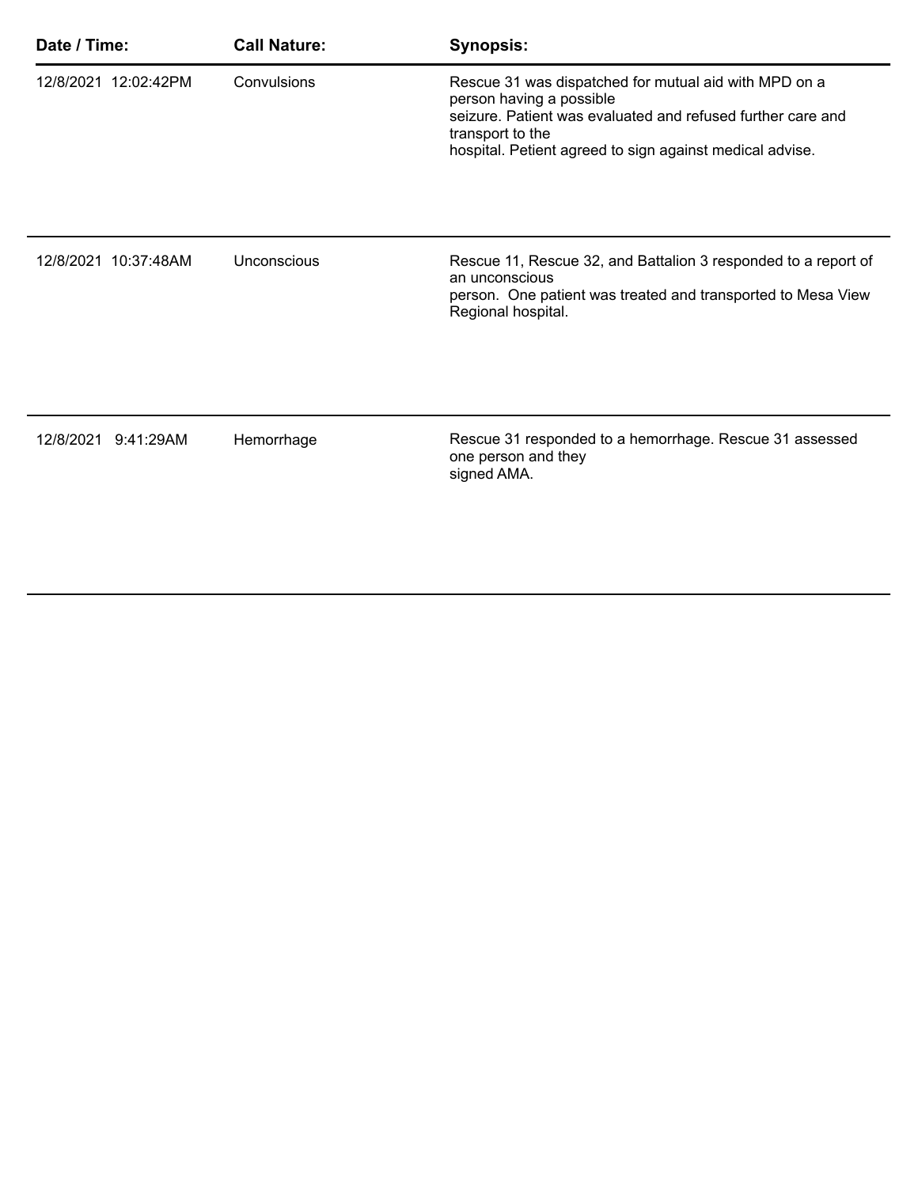| Date / Time: | Call Nature: | Synopsis: |
| --- | --- | --- |
| 12/8/2021 12:02:42PM | Convulsions | Rescue 31 was dispatched for mutual aid with MPD on a person having a possible seizure. Patient was evaluated and refused further care and transport to the hospital. Petient agreed to sign against medical advise. |
| 12/8/2021 10:37:48AM | Unconscious | Rescue 11, Rescue 32, and Battalion 3 responded to a report of an unconscious person. One patient was treated and transported to Mesa View Regional hospital. |
| 12/8/2021 9:41:29AM | Hemorrhage | Rescue 31 responded to a hemorrhage. Rescue 31 assessed one person and they signed AMA. |